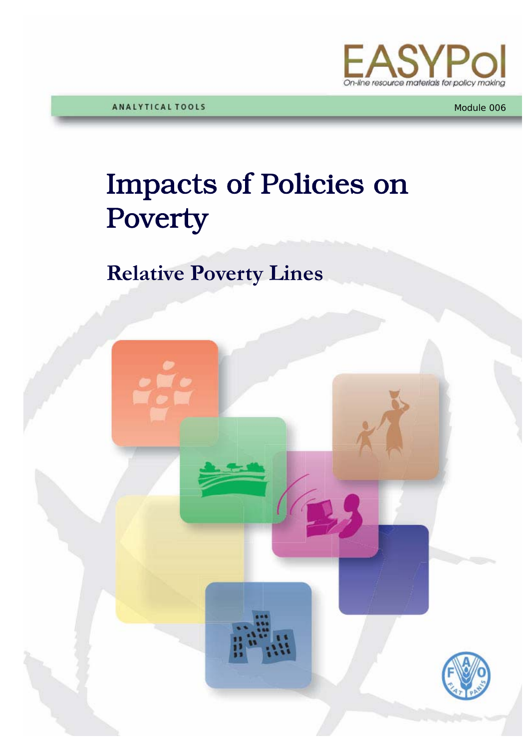EASYPol

On-line resource materials for policy making

ANALYTICAL TOOLS

Module 006

# Impacts of Policies on Poverty

## Relative Poverty Lines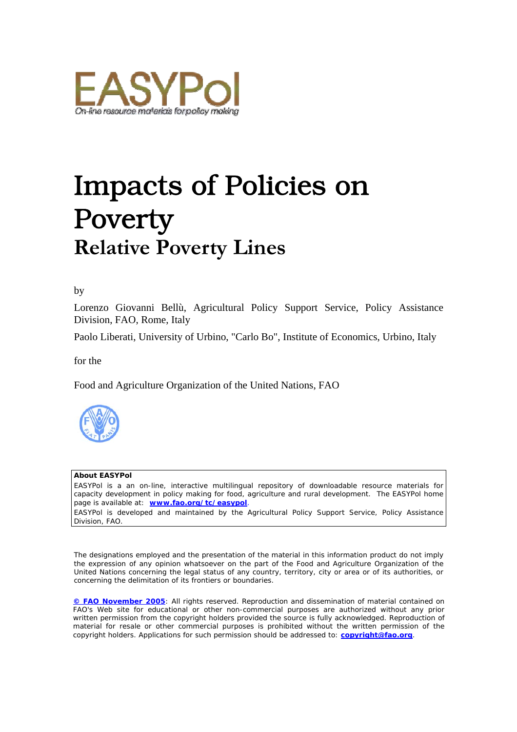EASYPol

On-line resource materials for policy making

# Impacts of Policies on Poverty

## Relative Poverty Lines

by

Lorenzo Giovanni Bellù, Agricultural Policy Support Service, Policy Assistance Division, FAO, Rome, Italy

Paolo Liberati, University of Urbino, "Carlo Bo", Institute of Economics, Urbino, Italy

for the

Food and Agriculture Organization of the United Nations, FAO

**About EASYPol**

EASYPol is a an on-line, interactive multilingual repository of downloadable resource materials for capacity development in policy making for food, agriculture and rural development. The EASYPol home page is available at: **www.fao.org/tc/easypol**.

EASYPol is developed and maintained by the Agricultural Policy Support Service, Policy Assistance Division, FAO.

The designations employed and the presentation of the material in this information product do not imply the expression of any opinion whatsoever on the part of the Food and Agriculture Organization of the United Nations concerning the legal status of any country, territory, city or area or of its authorities, or concerning the delimitation of its frontiers or boundaries.

**© FAO November 2005**: All rights reserved. Reproduction and dissemination of material contained on FAO's Web site for educational or other non-commercial purposes are authorized without any prior written permission from the copyright holders provided the source is fully acknowledged. Reproduction of material for resale or other commercial purposes is prohibited without the written permission of the copyright holders. Applications for such permission should be addressed to: **copyright@fao.org**.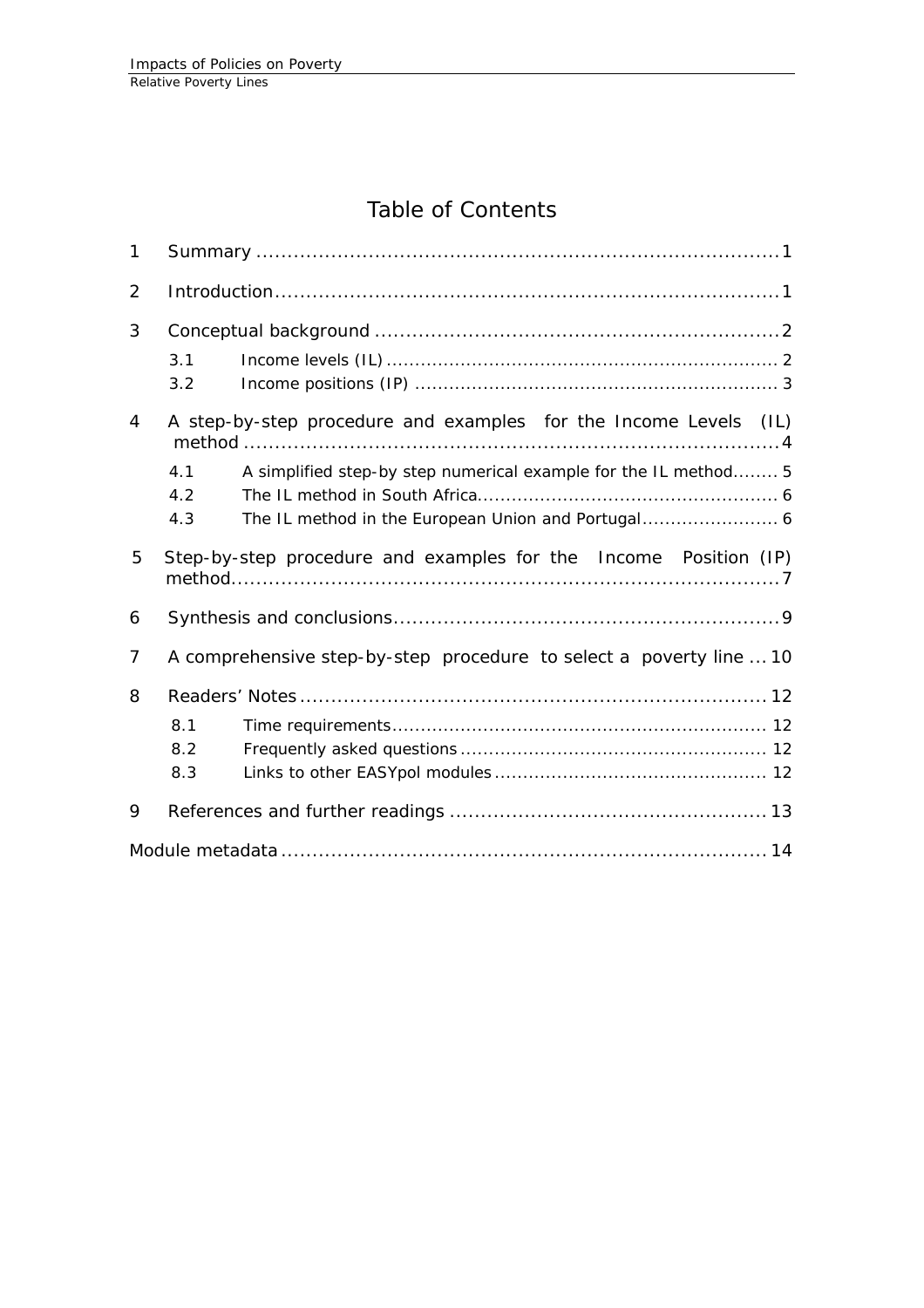# Table of Contents

1 Summary ....................................................................................1

2 Introduction................................................................................1

3 Conceptual background ................................................................2

3.1 Income levels (IL) ................................................................... 2

3.2 Income positions (IP) .............................................................. 3

4 A step-by-step procedure and examples for the Income Levels (IL) method ........................................................................................4

4.1 A simplified step-by step numerical example for the IL method........ 5

4.2 The IL method in South Africa.................................................... 6

4.3 The IL method in the European Union and Portugal........................ 6

5 Step-by-step procedure and examples for the Income Position (IP) method........................................................................................7

6 Synthesis and conclusions..............................................................9

7 A comprehensive step-by-step procedure to select a poverty line ... 10

8 Readers' Notes .......................................................................... 12

8.1 Time requirements................................................................. 12

8.2 Frequently asked questions ..................................................... 12

8.3 Links to other EASYpol modules ............................................... 12

9 References and further readings .................................................. 13

Module metadata ............................................................................. 14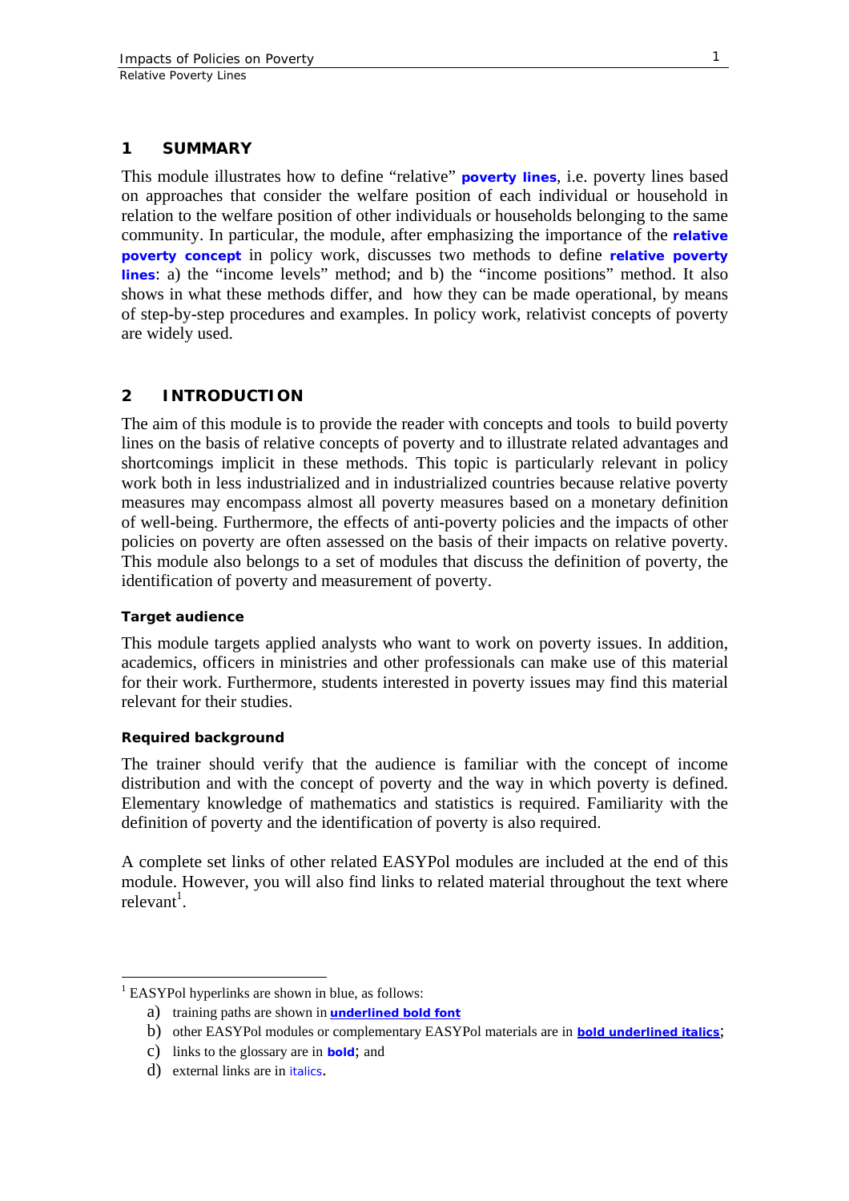## 1 SUMMARY

This module illustrates how to define "relative" **poverty lines**, i.e. poverty lines based on approaches that consider the welfare position of each individual or household in relation to the welfare position of other individuals or households belonging to the same community. In particular, the module, after emphasizing the importance of the **relative poverty concept** in policy work, discusses two methods to define **relative poverty lines**: a) the "income levels" method; and b) the "income positions" method. It also shows in what these methods differ, and how they can be made operational, by means of step-by-step procedures and examples. In policy work, relativist concepts of poverty are widely used.

## 2 INTRODUCTION

The aim of this module is to provide the reader with concepts and tools to build poverty lines on the basis of relative concepts of poverty and to illustrate related advantages and shortcomings implicit in these methods. This topic is particularly relevant in policy work both in less industrialized and in industrialized countries because relative poverty measures may encompass almost all poverty measures based on a monetary definition of well-being. Furthermore, the effects of anti-poverty policies and the impacts of other policies on poverty are often assessed on the basis of their impacts on relative poverty. This module also belongs to a set of modules that discuss the definition of poverty, the identification of poverty and measurement of poverty.

### Target audience

This module targets applied analysts who want to work on poverty issues. In addition, academics, officers in ministries and other professionals can make use of this material for their work. Furthermore, students interested in poverty issues may find this material relevant for their studies.

### Required background

The trainer should verify that the audience is familiar with the concept of income distribution and with the concept of poverty and the way in which poverty is defined. Elementary knowledge of mathematics and statistics is required. Familiarity with the definition of poverty and the identification of poverty is also required.

A complete set links of other related EASYPol modules are included at the end of this module. However, you will also find links to related material throughout the text where relevant[1].

---

[1] EASYPol hyperlinks are shown in blue, as follows:

a) training paths are shown in **underlined bold font**
b) other EASYPol modules or complementary EASYPol materials are in ***bold underlined italics***;
c) links to the glossary are in **bold**; and
d) external links are in *italics*.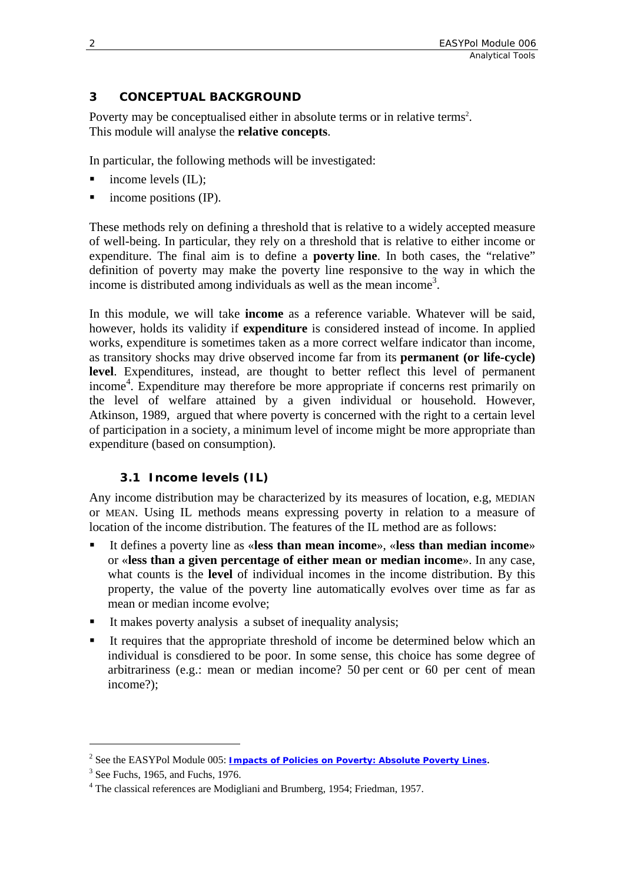## 3 CONCEPTUAL BACKGROUND

Poverty may be conceptualised either in absolute terms or in relative terms[2]. This module will analyse the **relative concepts**.

In particular, the following methods will be investigated:

- income levels (IL);
- income positions (IP).

These methods rely on defining a threshold that is relative to a widely accepted measure of well-being. In particular, they rely on a threshold that is relative to either income or expenditure. The final aim is to define a **poverty line**. In both cases, the "relative" definition of poverty may make the poverty line responsive to the way in which the income is distributed among individuals as well as the mean income[3].

In this module, we will take **income** as a reference variable. Whatever will be said, however, holds its validity if **expenditure** is considered instead of income. In applied works, expenditure is sometimes taken as a more correct welfare indicator than income, as transitory shocks may drive observed income far from its **permanent (or life-cycle) level**. Expenditures, instead, are thought to better reflect this level of permanent income[4]. Expenditure may therefore be more appropriate if concerns rest primarily on the level of welfare attained by a given individual or household. However, Atkinson, 1989, argued that where poverty is concerned with the right to a certain level of participation in a society, a minimum level of income might be more appropriate than expenditure (based on consumption).

### 3.1 Income levels (IL)

Any income distribution may be characterized by its measures of location, e.g, MEDIAN or MEAN. Using IL methods means expressing poverty in relation to a measure of location of the income distribution. The features of the IL method are as follows:

- It defines a poverty line as «**less than mean income**», «**less than median income**» or «**less than a given percentage of either mean or median income**». In any case, what counts is the **level** of individual incomes in the income distribution. By this property, the value of the poverty line automatically evolves over time as far as mean or median income evolve;
- It makes poverty analysis a subset of inequality analysis;
- It requires that the appropriate threshold of income be determined below which an individual is consdiered to be poor. In some sense, this choice has some degree of arbitrariness (e.g.: mean or median income? 50 per cent or 60 per cent of mean income?);

---

[2] See the EASYPol Module 005: **Impacts of Policies on Poverty: Absolute Poverty Lines**.

[3] See Fuchs, 1965, and Fuchs, 1976.

[4] The classical references are Modigliani and Brumberg, 1954; Friedman, 1957.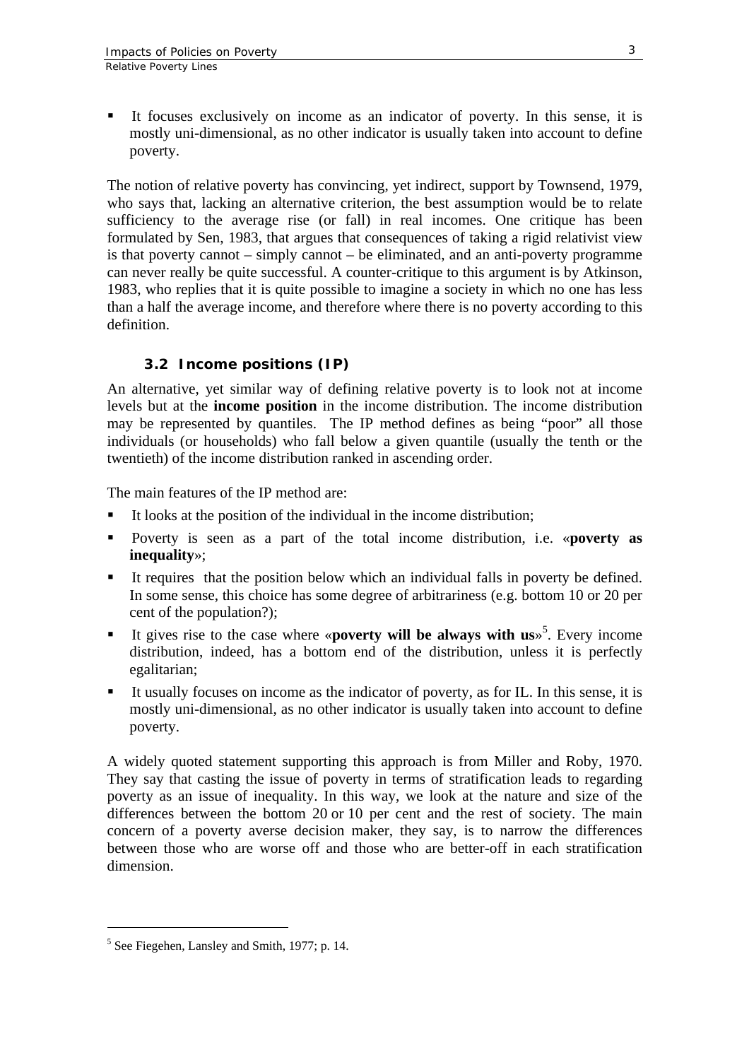- It focuses exclusively on income as an indicator of poverty. In this sense, it is mostly uni-dimensional, as no other indicator is usually taken into account to define poverty.

The notion of relative poverty has convincing, yet indirect, support by Townsend, 1979, who says that, lacking an alternative criterion, the best assumption would be to relate sufficiency to the average rise (or fall) in real incomes. One critique has been formulated by Sen, 1983, that argues that consequences of taking a rigid relativist view is that poverty cannot – simply cannot – be eliminated, and an anti-poverty programme can never really be quite successful. A counter-critique to this argument is by Atkinson, 1983, who replies that it is quite possible to imagine a society in which no one has less than a half the average income, and therefore where there is no poverty according to this definition.

### 3.2 Income positions (IP)

An alternative, yet similar way of defining relative poverty is to look not at income levels but at the **income position** in the income distribution. The income distribution may be represented by quantiles. The IP method defines as being "poor" all those individuals (or households) who fall below a given quantile (usually the tenth or the twentieth) of the income distribution ranked in ascending order.

The main features of the IP method are:

- It looks at the position of the individual in the income distribution;
- Poverty is seen as a part of the total income distribution, i.e. «**poverty as inequality**»;
- It requires that the position below which an individual falls in poverty be defined. In some sense, this choice has some degree of arbitrariness (e.g. bottom 10 or 20 per cent of the population?);
- It gives rise to the case where «**poverty will be always with us**»[5]. Every income distribution, indeed, has a bottom end of the distribution, unless it is perfectly egalitarian;
- It usually focuses on income as the indicator of poverty, as for IL. In this sense, it is mostly uni-dimensional, as no other indicator is usually taken into account to define poverty.

A widely quoted statement supporting this approach is from Miller and Roby, 1970. They say that casting the issue of poverty in terms of stratification leads to regarding poverty as an issue of inequality. In this way, we look at the nature and size of the differences between the bottom 20 or 10 per cent and the rest of society. The main concern of a poverty averse decision maker, they say, is to narrow the differences between those who are worse off and those who are better-off in each stratification dimension.

---

[5] See Fiegehen, Lansley and Smith, 1977; p. 14.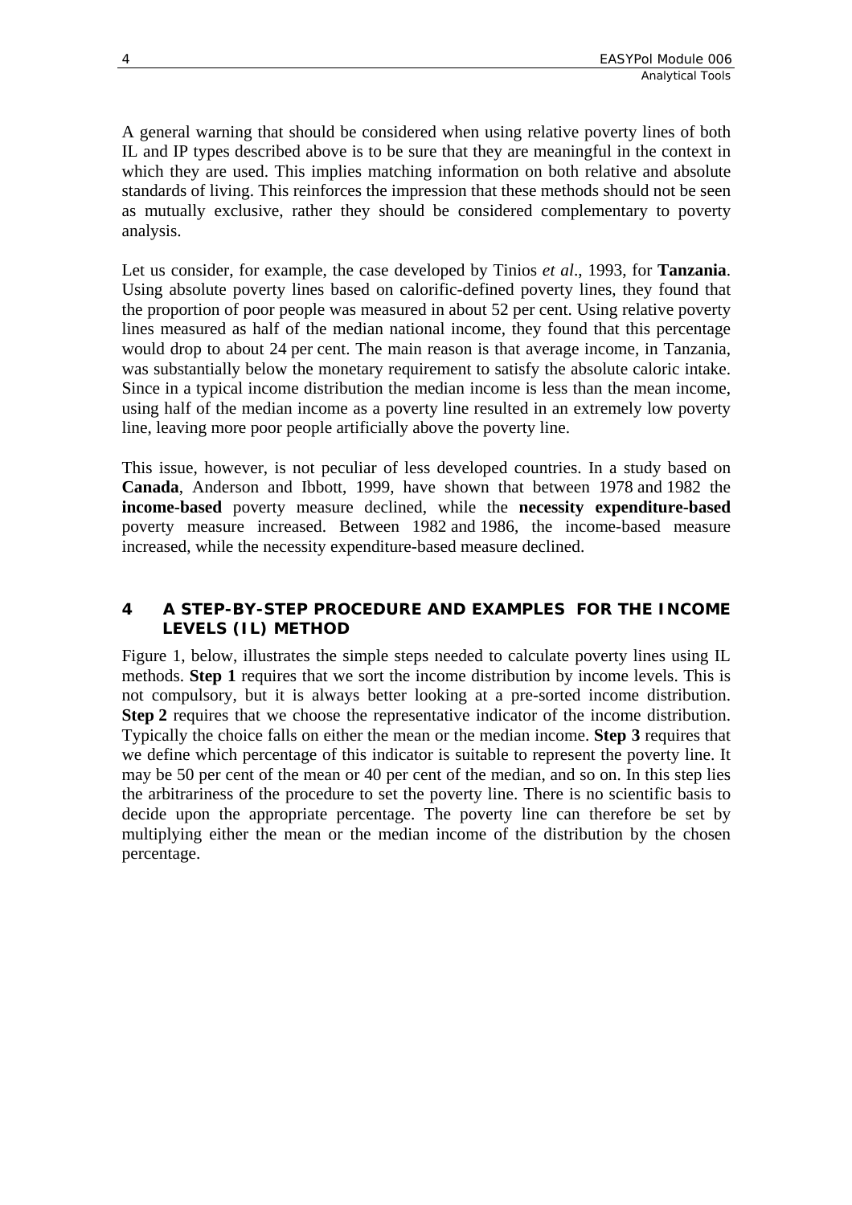A general warning that should be considered when using relative poverty lines of both IL and IP types described above is to be sure that they are meaningful in the context in which they are used. This implies matching information on both relative and absolute standards of living. This reinforces the impression that these methods should not be seen as mutually exclusive, rather they should be considered complementary to poverty analysis.

Let us consider, for example, the case developed by Tinios *et al*., 1993, for **Tanzania**. Using absolute poverty lines based on calorific-defined poverty lines, they found that the proportion of poor people was measured in about 52 per cent. Using relative poverty lines measured as half of the median national income, they found that this percentage would drop to about 24 per cent. The main reason is that average income, in Tanzania, was substantially below the monetary requirement to satisfy the absolute caloric intake. Since in a typical income distribution the median income is less than the mean income, using half of the median income as a poverty line resulted in an extremely low poverty line, leaving more poor people artificially above the poverty line.

This issue, however, is not peculiar of less developed countries. In a study based on **Canada**, Anderson and Ibbott, 1999, have shown that between 1978 and 1982 the **income-based** poverty measure declined, while the **necessity expenditure-based** poverty measure increased. Between 1982 and 1986, the income-based measure increased, while the necessity expenditure-based measure declined.

## 4 A STEP-BY-STEP PROCEDURE AND EXAMPLES FOR THE INCOME LEVELS (IL) METHOD

Figure 1, below, illustrates the simple steps needed to calculate poverty lines using IL methods. **Step 1** requires that we sort the income distribution by income levels. This is not compulsory, but it is always better looking at a pre-sorted income distribution. **Step 2** requires that we choose the representative indicator of the income distribution. Typically the choice falls on either the mean or the median income. **Step 3** requires that we define which percentage of this indicator is suitable to represent the poverty line. It may be 50 per cent of the mean or 40 per cent of the median, and so on. In this step lies the arbitrariness of the procedure to set the poverty line. There is no scientific basis to decide upon the appropriate percentage. The poverty line can therefore be set by multiplying either the mean or the median income of the distribution by the chosen percentage.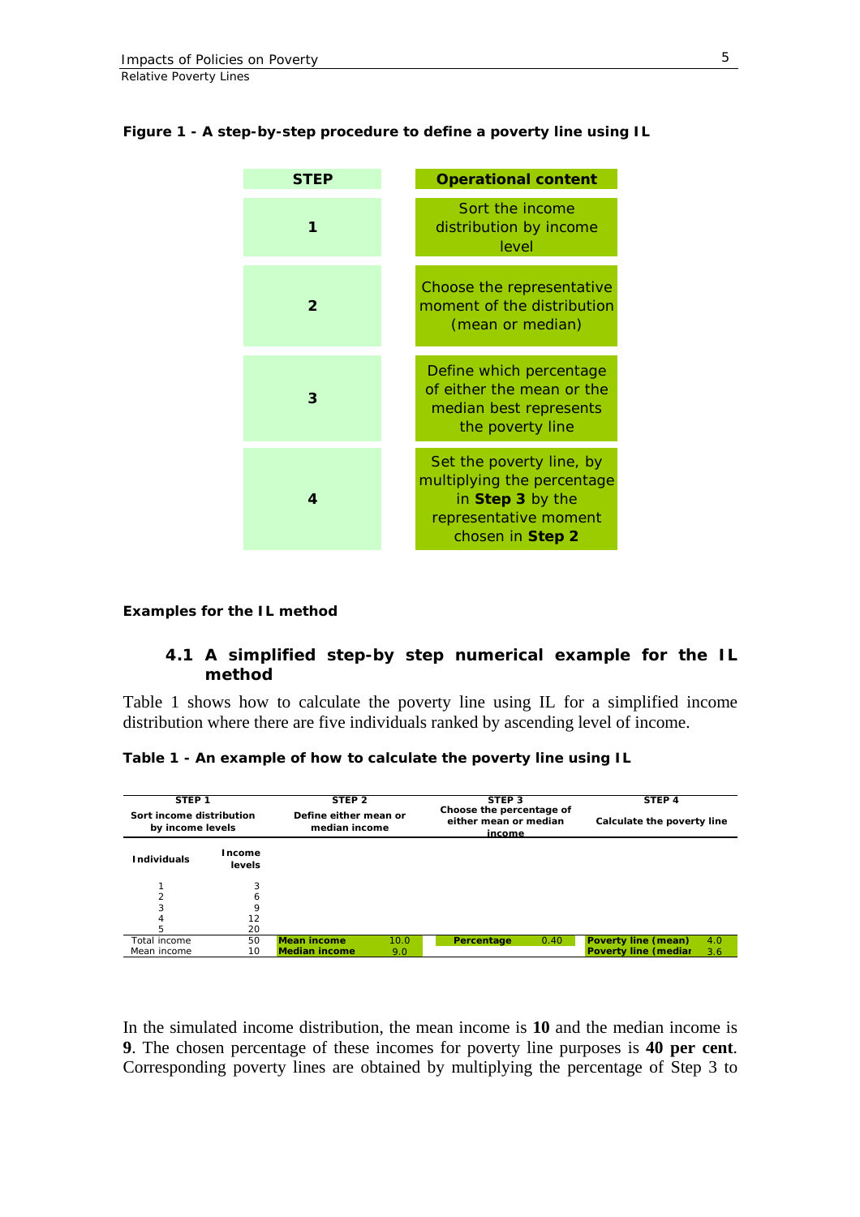**Figure 1 - A step-by-step procedure to define a poverty line using IL**

| STEP | Operational content |
|---|---|
| 1 | Sort the income distribution by income level |
| 2 | Choose the representative moment of the distribution (mean or median) |
| 3 | Define which percentage of either the mean or the median best represents the poverty line |
| 4 | Set the poverty line, by multiplying the percentage in **Step 3** by the representative moment chosen in **Step 2** |

**Examples for the IL method**

## 4.1 A simplified step-by step numerical example for the IL method

Table 1 shows how to calculate the poverty line using IL for a simplified income distribution where there are five individuals ranked by ascending level of income.

**Table 1 - An example of how to calculate the poverty line using IL**

| STEP 1<br>Sort income distribution by income levels | | STEP 2<br>Define either mean or median income | | STEP 3<br>Choose the percentage of either mean or median income | | STEP 4<br>Calculate the poverty line | |
|---|---|---|---|---|---|---|---|
| Individuals | Income levels | | | | | | |
| 1 | 3 | | | | | | |
| 2 | 6 | | | | | | |
| 3 | 9 | | | | | | |
| 4 | 12 | | | | | | |
| 5 | 20 | | | | | | |
| Total income | 50 | Mean income | 10.0 | Percentage | 0.40 | Poverty line (mean) | 4.0 |
| Mean income | 10 | Median income | 9.0 | | | Poverty line (mediar | 3.6 |

In the simulated income distribution, the mean income is **10** and the median income is **9**. The chosen percentage of these incomes for poverty line purposes is **40 per cent**. Corresponding poverty lines are obtained by multiplying the percentage of Step 3 to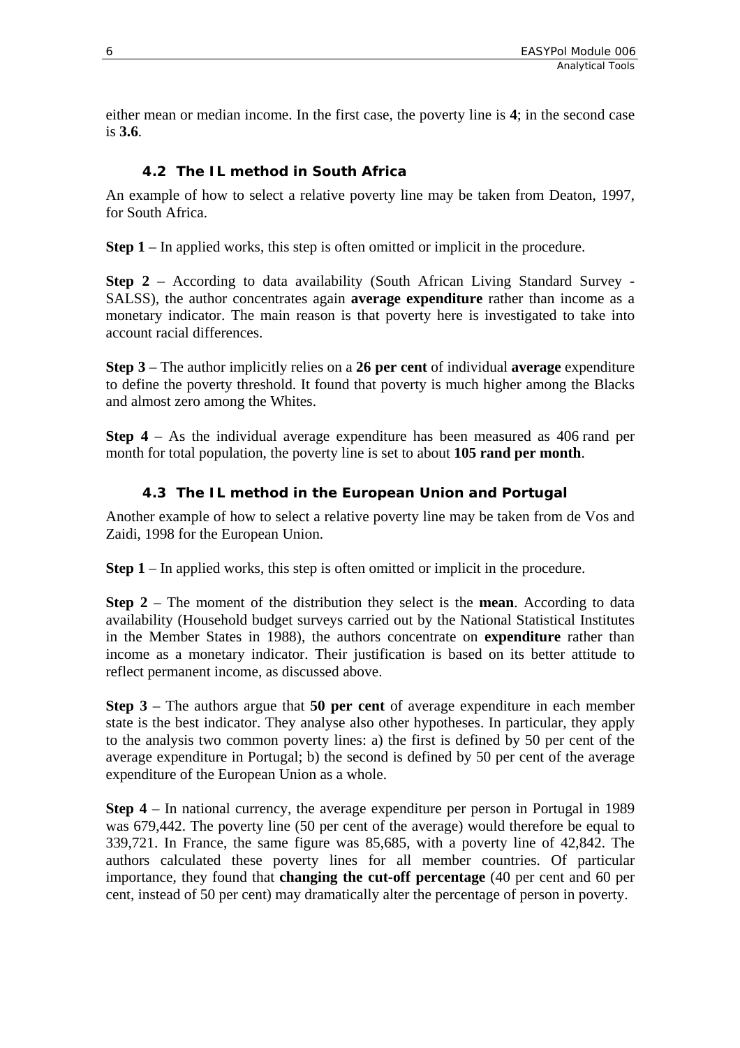either mean or median income. In the first case, the poverty line is **4**; in the second case is **3.6**.

### 4.2 The IL method in South Africa

An example of how to select a relative poverty line may be taken from Deaton, 1997, for South Africa.

**Step 1** – In applied works, this step is often omitted or implicit in the procedure.

**Step 2** – According to data availability (South African Living Standard Survey - SALSS), the author concentrates again **average expenditure** rather than income as a monetary indicator. The main reason is that poverty here is investigated to take into account racial differences.

**Step 3** – The author implicitly relies on a **26 per cent** of individual **average** expenditure to define the poverty threshold. It found that poverty is much higher among the Blacks and almost zero among the Whites.

**Step 4** – As the individual average expenditure has been measured as 406 rand per month for total population, the poverty line is set to about **105 rand per month**.

### 4.3 The IL method in the European Union and Portugal

Another example of how to select a relative poverty line may be taken from de Vos and Zaidi, 1998 for the European Union.

**Step 1** – In applied works, this step is often omitted or implicit in the procedure.

**Step 2** – The moment of the distribution they select is the **mean**. According to data availability (Household budget surveys carried out by the National Statistical Institutes in the Member States in 1988), the authors concentrate on **expenditure** rather than income as a monetary indicator. Their justification is based on its better attitude to reflect permanent income, as discussed above.

**Step 3** – The authors argue that **50 per cent** of average expenditure in each member state is the best indicator. They analyse also other hypotheses. In particular, they apply to the analysis two common poverty lines: a) the first is defined by 50 per cent of the average expenditure in Portugal; b) the second is defined by 50 per cent of the average expenditure of the European Union as a whole.

**Step 4** – In national currency, the average expenditure per person in Portugal in 1989 was 679,442. The poverty line (50 per cent of the average) would therefore be equal to 339,721. In France, the same figure was 85,685, with a poverty line of 42,842. The authors calculated these poverty lines for all member countries. Of particular importance, they found that **changing the cut-off percentage** (40 per cent and 60 per cent, instead of 50 per cent) may dramatically alter the percentage of person in poverty.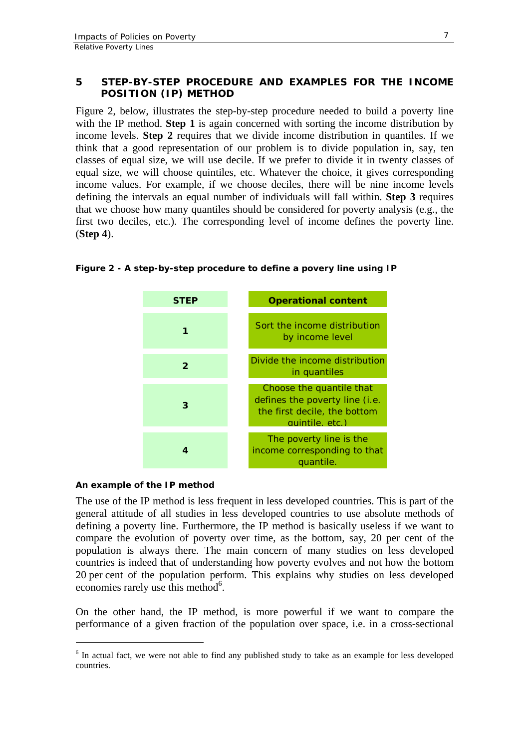## 5 STEP-BY-STEP PROCEDURE AND EXAMPLES FOR THE INCOME POSITION (IP) METHOD

Figure 2, below, illustrates the step-by-step procedure needed to build a poverty line with the IP method. **Step 1** is again concerned with sorting the income distribution by income levels. **Step 2** requires that we divide income distribution in quantiles. If we think that a good representation of our problem is to divide population in, say, ten classes of equal size, we will use decile. If we prefer to divide it in twenty classes of equal size, we will choose quintiles, etc. Whatever the choice, it gives corresponding income values. For example, if we choose deciles, there will be nine income levels defining the intervals an equal number of individuals will fall within. **Step 3** requires that we choose how many quantiles should be considered for poverty analysis (e.g., the first two deciles, etc.). The corresponding level of income defines the poverty line. (**Step 4**).

**Figure 2 - A step-by-step procedure to define a povery line using IP**

| STEP | Operational content |
|---|---|
| 1 | Sort the income distribution by income level |
| 2 | Divide the income distribution in quantiles |
| 3 | Choose the quantile that defines the poverty line (i.e. the first decile, the bottom quintile, etc.) |
| 4 | The poverty line is the income corresponding to that quantile. |

**An example of the IP method**

The use of the IP method is less frequent in less developed countries. This is part of the general attitude of all studies in less developed countries to use absolute methods of defining a poverty line. Furthermore, the IP method is basically useless if we want to compare the evolution of poverty over time, as the bottom, say, 20 per cent of the population is always there. The main concern of many studies on less developed countries is indeed that of understanding how poverty evolves and not how the bottom 20 per cent of the population perform. This explains why studies on less developed economies rarely use this method[6].

On the other hand, the IP method, is more powerful if we want to compare the performance of a given fraction of the population over space, i.e. in a cross-sectional

[6] In actual fact, we were not able to find any published study to take as an example for less developed countries.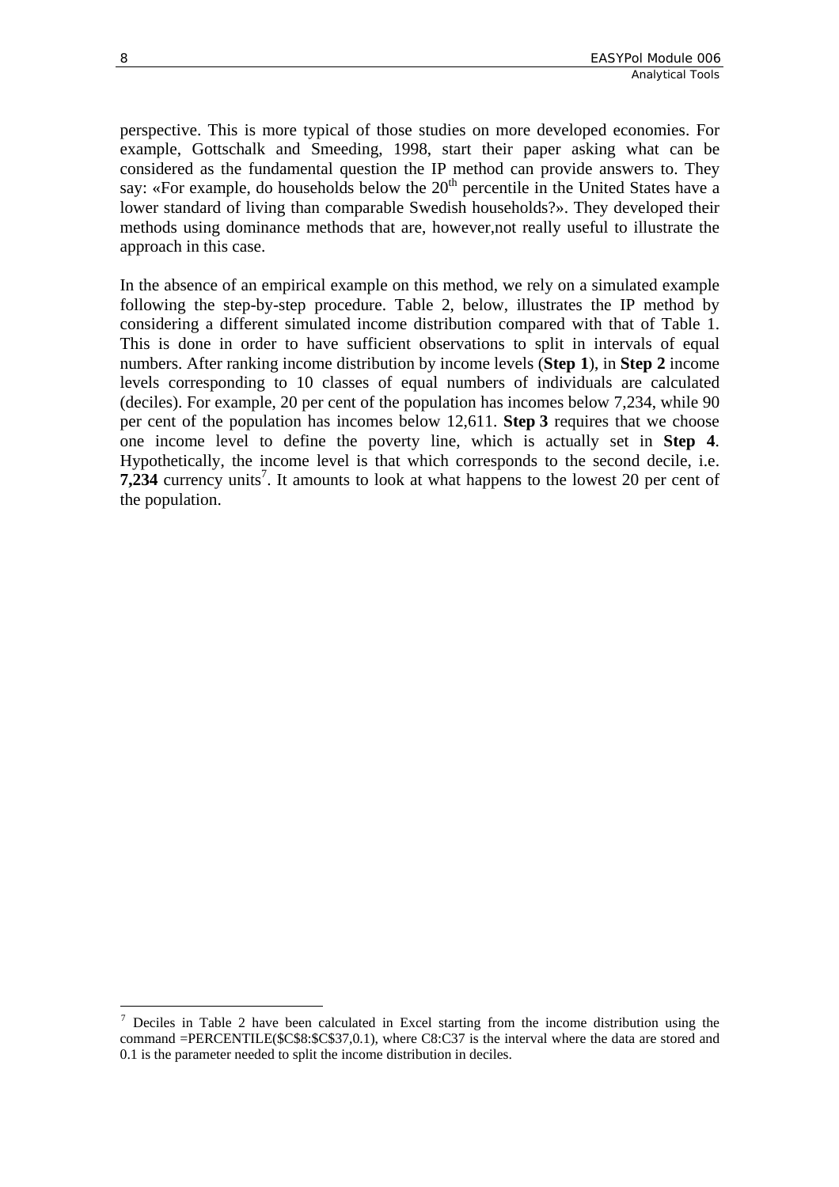perspective. This is more typical of those studies on more developed economies. For example, Gottschalk and Smeeding, 1998, start their paper asking what can be considered as the fundamental question the IP method can provide answers to. They say: «For example, do households below the 20th percentile in the United States have a lower standard of living than comparable Swedish households?». They developed their methods using dominance methods that are, however,not really useful to illustrate the approach in this case.

In the absence of an empirical example on this method, we rely on a simulated example following the step-by-step procedure. Table 2, below, illustrates the IP method by considering a different simulated income distribution compared with that of Table 1. This is done in order to have sufficient observations to split in intervals of equal numbers. After ranking income distribution by income levels (**Step 1**), in **Step 2** income levels corresponding to 10 classes of equal numbers of individuals are calculated (deciles). For example, 20 per cent of the population has incomes below 7,234, while 90 per cent of the population has incomes below 12,611. **Step 3** requires that we choose one income level to define the poverty line, which is actually set in **Step 4**. Hypothetically, the income level is that which corresponds to the second decile, i.e. **7,234** currency units[7]. It amounts to look at what happens to the lowest 20 per cent of the population.

---

[7] Deciles in Table 2 have been calculated in Excel starting from the income distribution using the command =PERCENTILE($C$8:$C$37,0.1), where C8:C37 is the interval where the data are stored and 0.1 is the parameter needed to split the income distribution in deciles.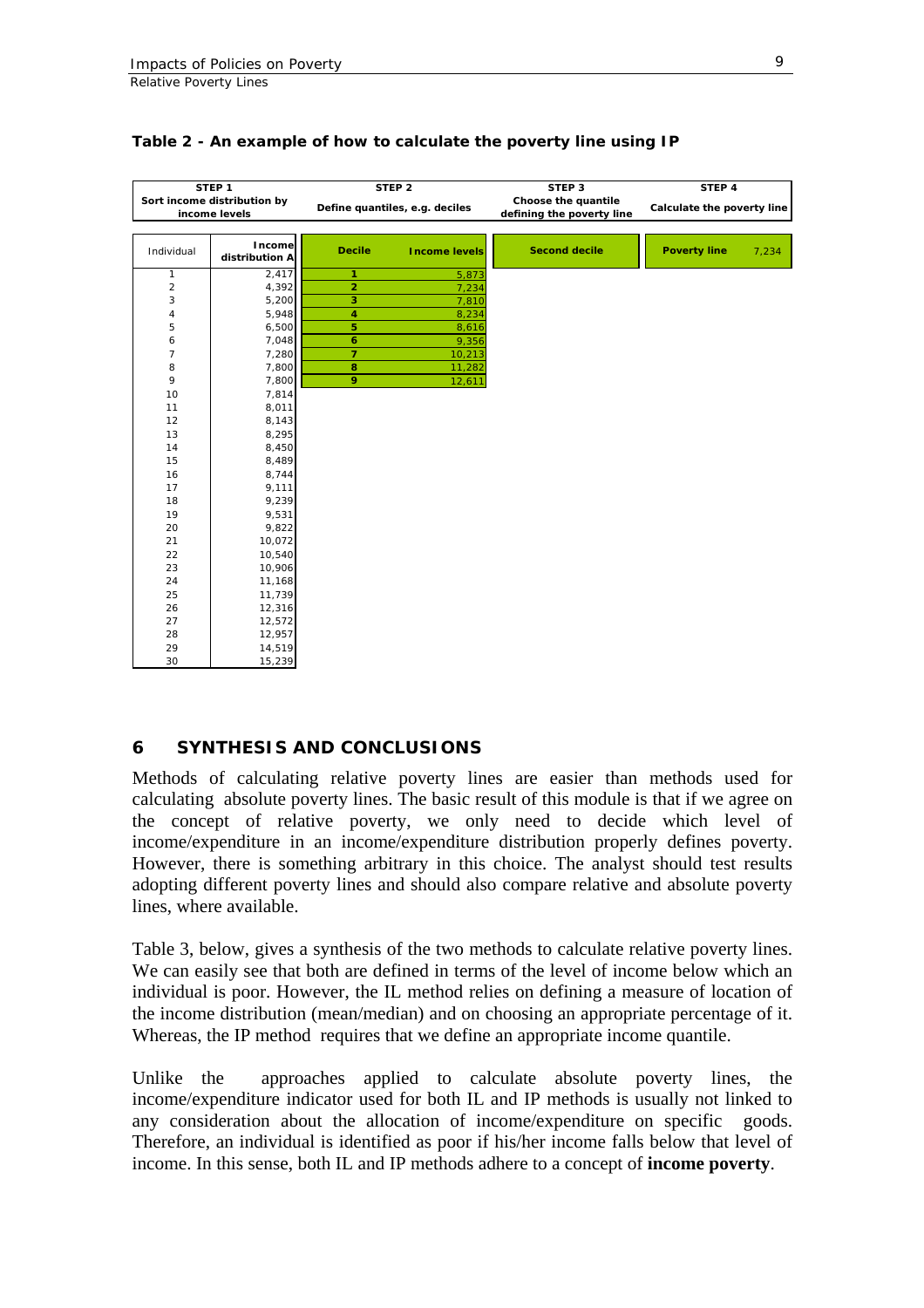**Table 2 - An example of how to calculate the poverty line using IP**

| STEP 1 Sort income distribution by income levels | | STEP 2 Define quantiles, e.g. deciles | | STEP 3 Choose the quantile defining the poverty line | STEP 4 Calculate the poverty line | |
|---|---|---|---|---|---|---|
| Individual | Income distribution A | Decile | Income levels | Second decile | Poverty line | 7,234 |
| 1 | 2,417 | 1 | 5,873 | | | |
| 2 | 4,392 | 2 | 7,234 | | | |
| 3 | 5,200 | 3 | 7,810 | | | |
| 4 | 5,948 | 4 | 8,234 | | | |
| 5 | 6,500 | 5 | 8,616 | | | |
| 6 | 7,048 | 6 | 9,356 | | | |
| 7 | 7,280 | 7 | 10,213 | | | |
| 8 | 7,800 | 8 | 11,282 | | | |
| 9 | 7,800 | 9 | 12,611 | | | |
| 10 | 7,814 | | | | | |
| 11 | 8,011 | | | | | |
| 12 | 8,143 | | | | | |
| 13 | 8,295 | | | | | |
| 14 | 8,450 | | | | | |
| 15 | 8,489 | | | | | |
| 16 | 8,744 | | | | | |
| 17 | 9,111 | | | | | |
| 18 | 9,239 | | | | | |
| 19 | 9,531 | | | | | |
| 20 | 9,822 | | | | | |
| 21 | 10,072 | | | | | |
| 22 | 10,540 | | | | | |
| 23 | 10,906 | | | | | |
| 24 | 11,168 | | | | | |
| 25 | 11,739 | | | | | |
| 26 | 12,316 | | | | | |
| 27 | 12,572 | | | | | |
| 28 | 12,957 | | | | | |
| 29 | 14,519 | | | | | |
| 30 | 15,239 | | | | | |

## 6 SYNTHESIS AND CONCLUSIONS

Methods of calculating relative poverty lines are easier than methods used for calculating absolute poverty lines. The basic result of this module is that if we agree on the concept of relative poverty, we only need to decide which level of income/expenditure in an income/expenditure distribution properly defines poverty. However, there is something arbitrary in this choice. The analyst should test results adopting different poverty lines and should also compare relative and absolute poverty lines, where available.

Table 3, below, gives a synthesis of the two methods to calculate relative poverty lines. We can easily see that both are defined in terms of the level of income below which an individual is poor. However, the IL method relies on defining a measure of location of the income distribution (mean/median) and on choosing an appropriate percentage of it. Whereas, the IP method requires that we define an appropriate income quantile.

Unlike the approaches applied to calculate absolute poverty lines, the income/expenditure indicator used for both IL and IP methods is usually not linked to any consideration about the allocation of income/expenditure on specific goods. Therefore, an individual is identified as poor if his/her income falls below that level of income. In this sense, both IL and IP methods adhere to a concept of **income poverty**.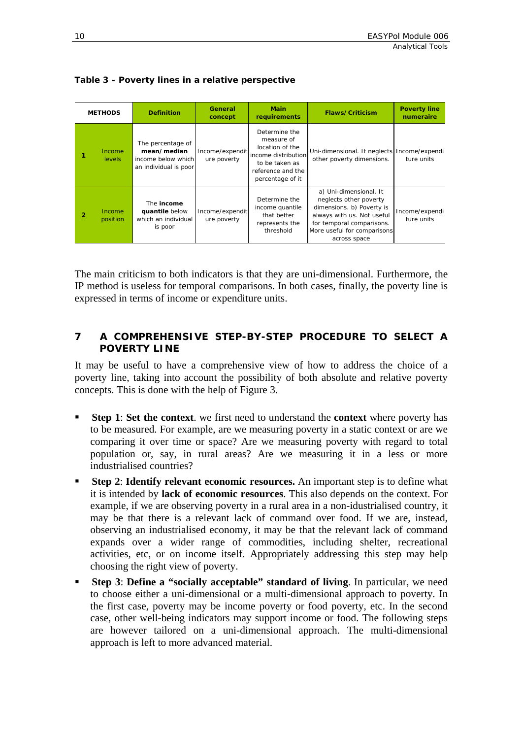**Table 3 - Poverty lines in a relative perspective**

| METHODS | | Definition | General concept | Main requirements | Flaws/Criticism | Poverty line numeraire |
|---|---|---|---|---|---|---|
| **1** | Income levels | The percentage of **mean/median** income below which an individual is poor | Income/expenditure poverty | Determine the measure of location of the income distribution to be taken as reference and the percentage of it | Uni-dimensional. It neglects other poverty dimensions. | Income/expenditure units |
| **2** | Income position | The **income quantile** below which an individual is poor | Income/expenditure poverty | Determine the income quantile that better represents the threshold | a) Uni-dimensional. It neglects other poverty dimensions. b) Poverty is always with us. Not useful for temporal comparisons. More useful for comparisons across space | Income/expenditure units |

The main criticism to both indicators is that they are uni-dimensional. Furthermore, the IP method is useless for temporal comparisons. In both cases, finally, the poverty line is expressed in terms of income or expenditure units.

## 7 A COMPREHENSIVE STEP-BY-STEP PROCEDURE TO SELECT A POVERTY LINE

It may be useful to have a comprehensive view of how to address the choice of a poverty line, taking into account the possibility of both absolute and relative poverty concepts. This is done with the help of Figure 3.

- **Step 1**: **Set the context**. we first need to understand the **context** where poverty has to be measured. For example, are we measuring poverty in a static context or are we comparing it over time or space? Are we measuring poverty with regard to total population or, say, in rural areas? Are we measuring it in a less or more industrialised countries?
- **Step 2**: **Identify relevant economic resources.** An important step is to define what it is intended by **lack of economic resources**. This also depends on the context. For example, if we are observing poverty in a rural area in a non-idustrialised country, it may be that there is a relevant lack of command over food. If we are, instead, observing an industrialised economy, it may be that the relevant lack of command expands over a wider range of commodities, including shelter, recreational activities, etc, or on income itself. Appropriately addressing this step may help choosing the right view of poverty.
- **Step 3**: **Define a "socially acceptable" standard of living**. In particular, we need to choose either a uni-dimensional or a multi-dimensional approach to poverty. In the first case, poverty may be income poverty or food poverty, etc. In the second case, other well-being indicators may support income or food. The following steps are however tailored on a uni-dimensional approach. The multi-dimensional approach is left to more advanced material.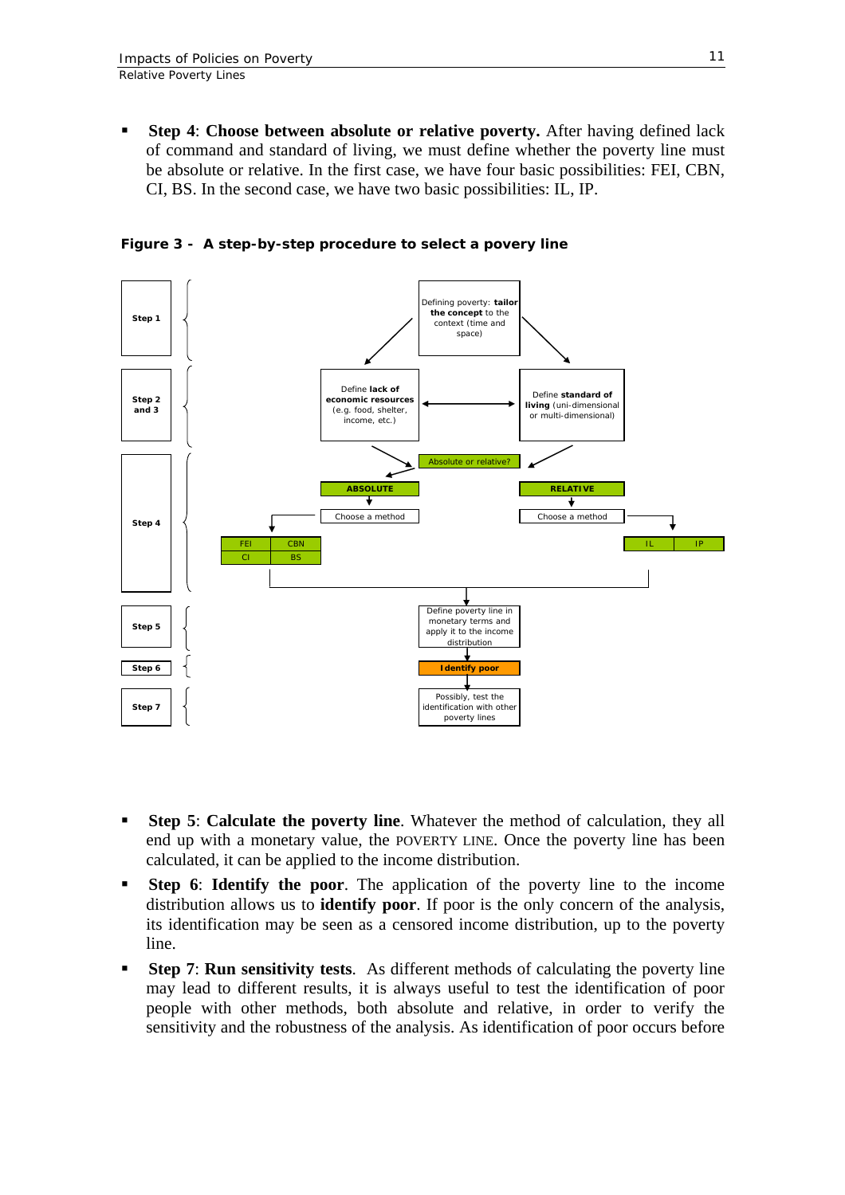- **Step 4**: **Choose between absolute or relative poverty.** After having defined lack of command and standard of living, we must define whether the poverty line must be absolute or relative. In the first case, we have four basic possibilities: FEI, CBN, CI, BS. In the second case, we have two basic possibilities: IL, IP.

**Figure 3 - A step-by-step procedure to select a povery line**

Step 1 — Defining poverty: **tailor the concept** to the context (time and space)

Step 2 and 3 — Define **lack of economic resources** (e.g. food, shelter, income, etc.) ↔ Define **standard of living** (uni-dimensional or multi-dimensional)

Step 4 — Absolute or relative?

- **ABSOLUTE** → Choose a method → FEI, CBN, CI, BS
- **RELATIVE** → Choose a method → IL, IP

Step 5 — Define poverty line in monetary terms and apply it to the income distribution

Step 6 — **Identify poor**

Step 7 — Possibly, test the identification with other poverty lines

- **Step 5**: **Calculate the poverty line**. Whatever the method of calculation, they all end up with a monetary value, the POVERTY LINE. Once the poverty line has been calculated, it can be applied to the income distribution.
- **Step 6**: **Identify the poor**. The application of the poverty line to the income distribution allows us to **identify poor**. If poor is the only concern of the analysis, its identification may be seen as a censored income distribution, up to the poverty line.
- **Step 7**: **Run sensitivity tests**. As different methods of calculating the poverty line may lead to different results, it is always useful to test the identification of poor people with other methods, both absolute and relative, in order to verify the sensitivity and the robustness of the analysis. As identification of poor occurs before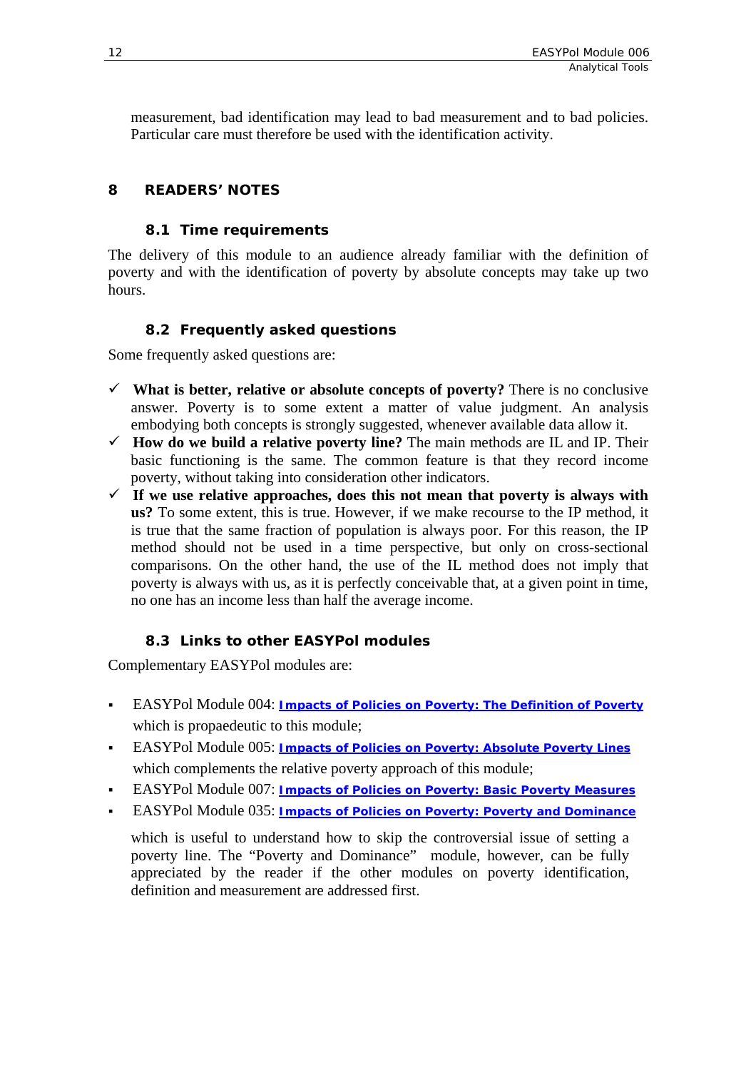measurement, bad identification may lead to bad measurement and to bad policies. Particular care must therefore be used with the identification activity.

# 8 READERS' NOTES

## 8.1 Time requirements

The delivery of this module to an audience already familiar with the definition of poverty and with the identification of poverty by absolute concepts may take up two hours.

## 8.2 Frequently asked questions

Some frequently asked questions are:

- ✓ **What is better, relative or absolute concepts of poverty?** There is no conclusive answer. Poverty is to some extent a matter of value judgment. An analysis embodying both concepts is strongly suggested, whenever available data allow it.
- ✓ **How do we build a relative poverty line?** The main methods are IL and IP. Their basic functioning is the same. The common feature is that they record income poverty, without taking into consideration other indicators.
- ✓ **If we use relative approaches, does this not mean that poverty is always with us?** To some extent, this is true. However, if we make recourse to the IP method, it is true that the same fraction of population is always poor. For this reason, the IP method should not be used in a time perspective, but only on cross-sectional comparisons. On the other hand, the use of the IL method does not imply that poverty is always with us, as it is perfectly conceivable that, at a given point in time, no one has an income less than half the average income.

## 8.3 Links to other EASYPol modules

Complementary EASYPol modules are:

- EASYPol Module 004: **Impacts of Policies on Poverty: The Definition of Poverty** which is propaedeutic to this module;
- EASYPol Module 005: **Impacts of Policies on Poverty: Absolute Poverty Lines** which complements the relative poverty approach of this module;
- EASYPol Module 007: **Impacts of Policies on Poverty: Basic Poverty Measures**
- EASYPol Module 035: **Impacts of Policies on Poverty: Poverty and Dominance**

which is useful to understand how to skip the controversial issue of setting a poverty line. The "Poverty and Dominance" module, however, can be fully appreciated by the reader if the other modules on poverty identification, definition and measurement are addressed first.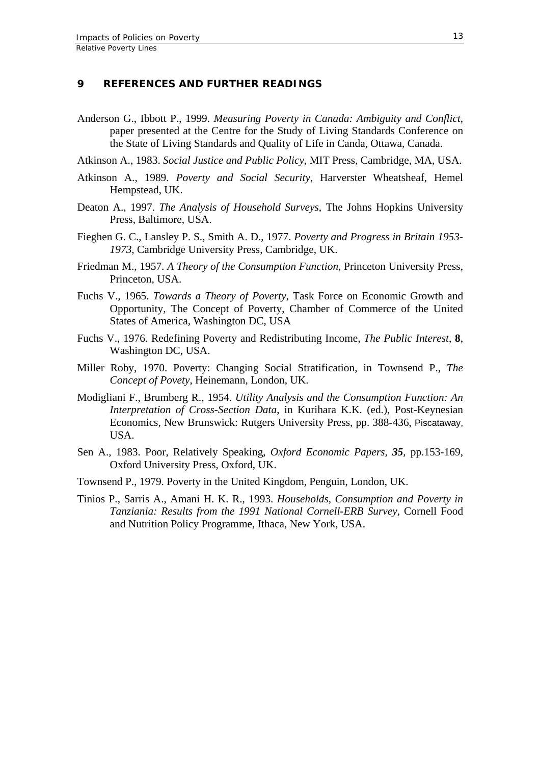## 9 REFERENCES AND FURTHER READINGS

Anderson G., Ibbott P., 1999. *Measuring Poverty in Canada: Ambiguity and Conflict*, paper presented at the Centre for the Study of Living Standards Conference on the State of Living Standards and Quality of Life in Canda, Ottawa, Canada.

Atkinson A., 1983. *Social Justice and Public Policy*, MIT Press, Cambridge, MA, USA.

Atkinson A., 1989. *Poverty and Social Security*, Harverster Wheatsheaf, Hemel Hempstead, UK.

Deaton A., 1997. *The Analysis of Household Surveys*, The Johns Hopkins University Press, Baltimore, USA.

Fieghen G. C., Lansley P. S., Smith A. D., 1977. *Poverty and Progress in Britain 1953-1973*, Cambridge University Press, Cambridge, UK.

Friedman M., 1957. *A Theory of the Consumption Function*, Princeton University Press, Princeton, USA.

Fuchs V., 1965. *Towards a Theory of Poverty*, Task Force on Economic Growth and Opportunity, The Concept of Poverty, Chamber of Commerce of the United States of America, Washington DC, USA

Fuchs V., 1976. Redefining Poverty and Redistributing Income, *The Public Interest*, **8**, Washington DC, USA.

Miller Roby, 1970. Poverty: Changing Social Stratification, in Townsend P., *The Concept of Povety*, Heinemann, London, UK.

Modigliani F., Brumberg R., 1954. *Utility Analysis and the Consumption Function: An Interpretation of Cross-Section Data*, in Kurihara K.K. (ed.), Post-Keynesian Economics, New Brunswick: Rutgers University Press, pp. 388-436, Piscataway, USA.

Sen A., 1983. Poor, Relatively Speaking, *Oxford Economic Papers*, ***35***, pp.153-169, Oxford University Press, Oxford, UK.

Townsend P., 1979. Poverty in the United Kingdom, Penguin, London, UK.

Tinios P., Sarris A., Amani H. K. R., 1993. *Households, Consumption and Poverty in Tanziania: Results from the 1991 National Cornell-ERB Survey*, Cornell Food and Nutrition Policy Programme, Ithaca, New York, USA.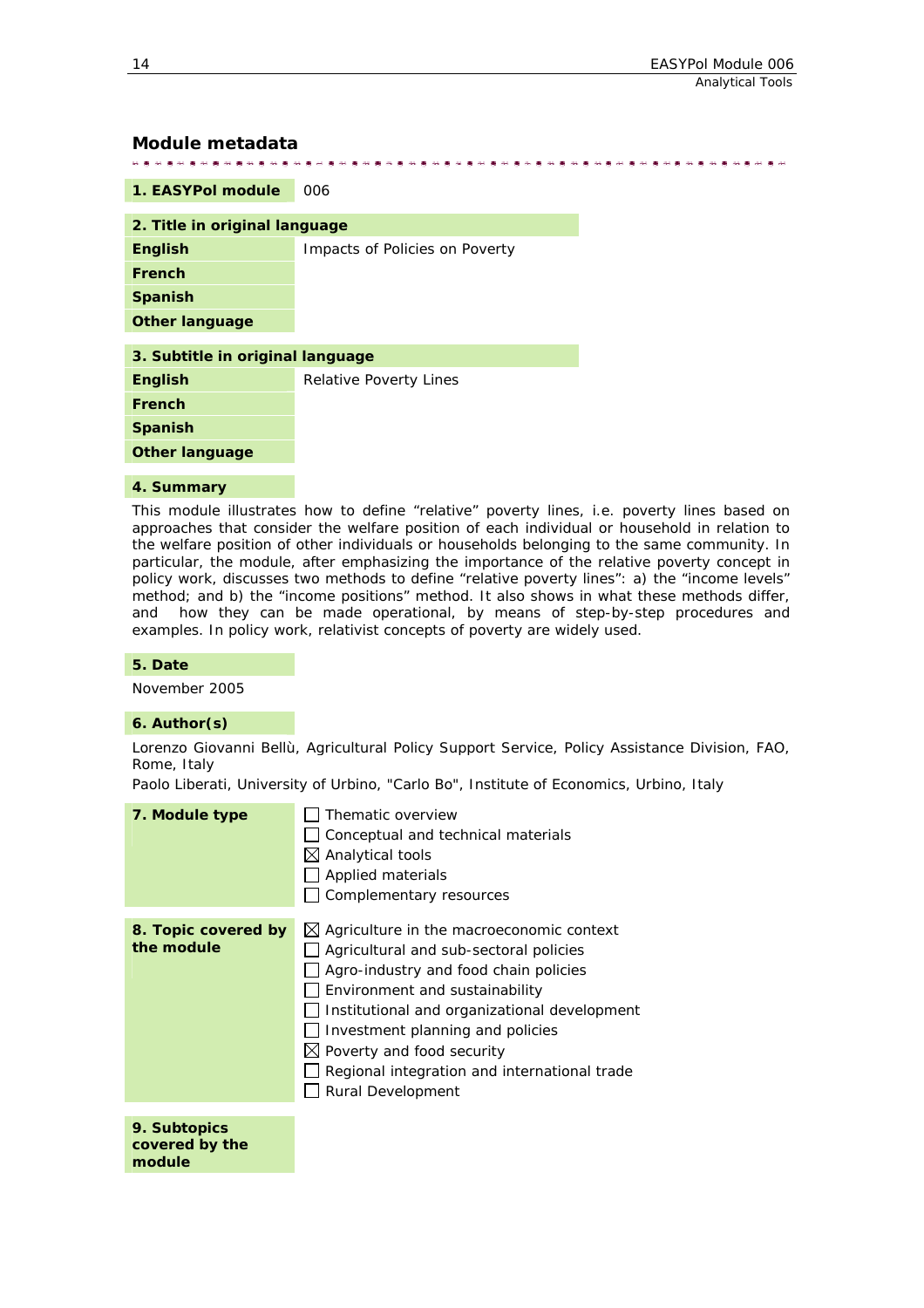## Module metadata

| **1. EASYPol module** | 006 |
|---|---|

| **2. Title in original language** | |
|---|---|
| **English** | Impacts of Policies on Poverty |
| **French** | |
| **Spanish** | |
| **Other language** | |

| **3. Subtitle in original language** | |
|---|---|
| **English** | Relative Poverty Lines |
| **French** | |
| **Spanish** | |
| **Other language** | |

**4. Summary**

This module illustrates how to define "relative" poverty lines, i.e. poverty lines based on approaches that consider the welfare position of each individual or household in relation to the welfare position of other individuals or households belonging to the same community. In particular, the module, after emphasizing the importance of the relative poverty concept in policy work, discusses two methods to define "relative poverty lines": a) the "income levels" method; and b) the "income positions" method. It also shows in what these methods differ, and how they can be made operational, by means of step-by-step procedures and examples. In policy work, relativist concepts of poverty are widely used.

**5. Date**

November 2005

**6. Author(s)**

Lorenzo Giovanni Bellù, Agricultural Policy Support Service, Policy Assistance Division, FAO, Rome, Italy

Paolo Liberati, University of Urbino, "Carlo Bo", Institute of Economics, Urbino, Italy

**7. Module type**

- ☐ Thematic overview
- ☐ Conceptual and technical materials
- ☒ Analytical tools
- ☐ Applied materials
- ☐ Complementary resources

**8. Topic covered by the module**

- ☒ Agriculture in the macroeconomic context
- ☐ Agricultural and sub-sectoral policies
- ☐ Agro-industry and food chain policies
- ☐ Environment and sustainability
- ☐ Institutional and organizational development
- ☐ Investment planning and policies
- ☒ Poverty and food security
- ☐ Regional integration and international trade
- ☐ Rural Development

**9. Subtopics covered by the module**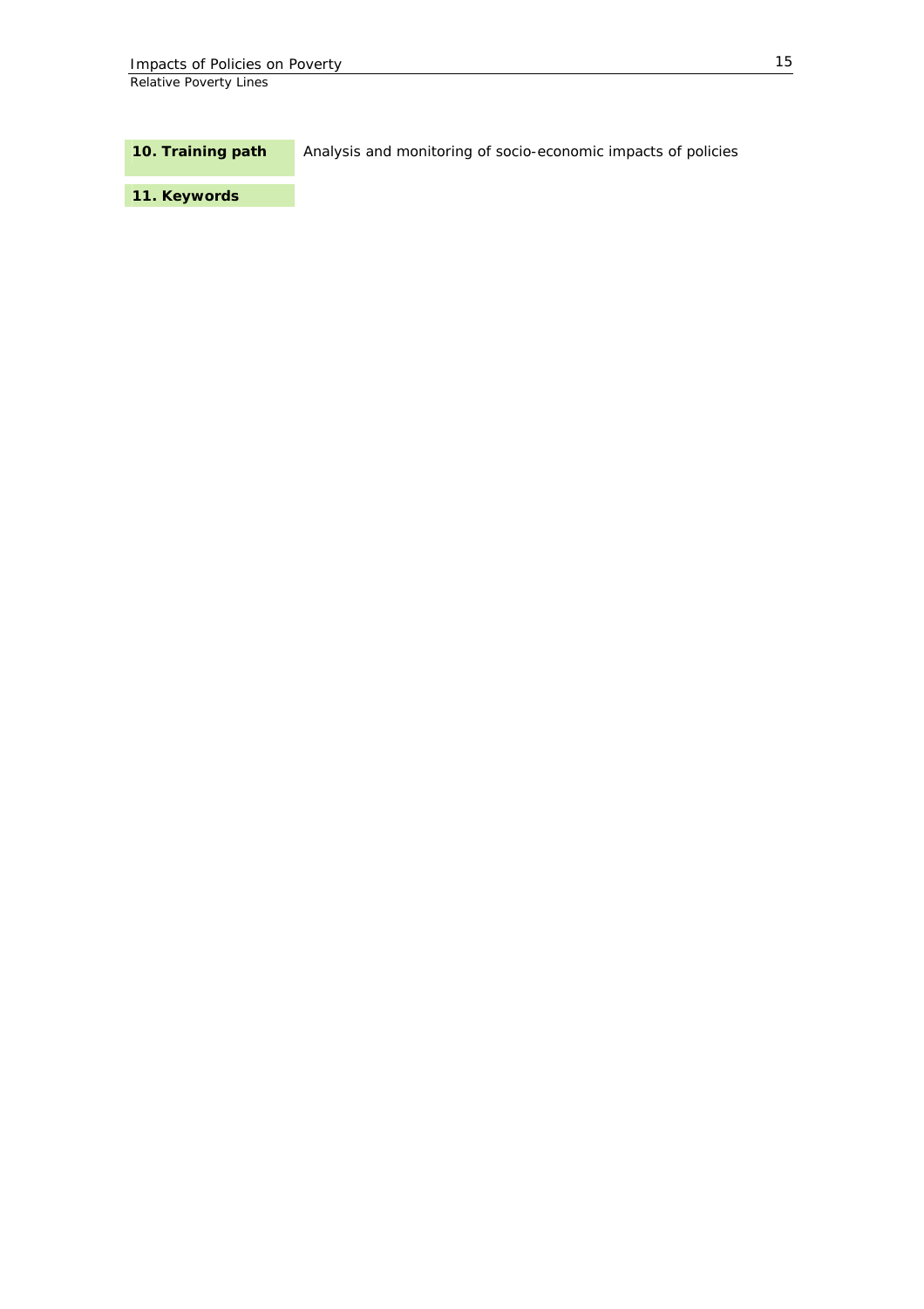| | |
|---|---|
| **10. Training path** | Analysis and monitoring of socio-economic impacts of policies |
| **11. Keywords** | |